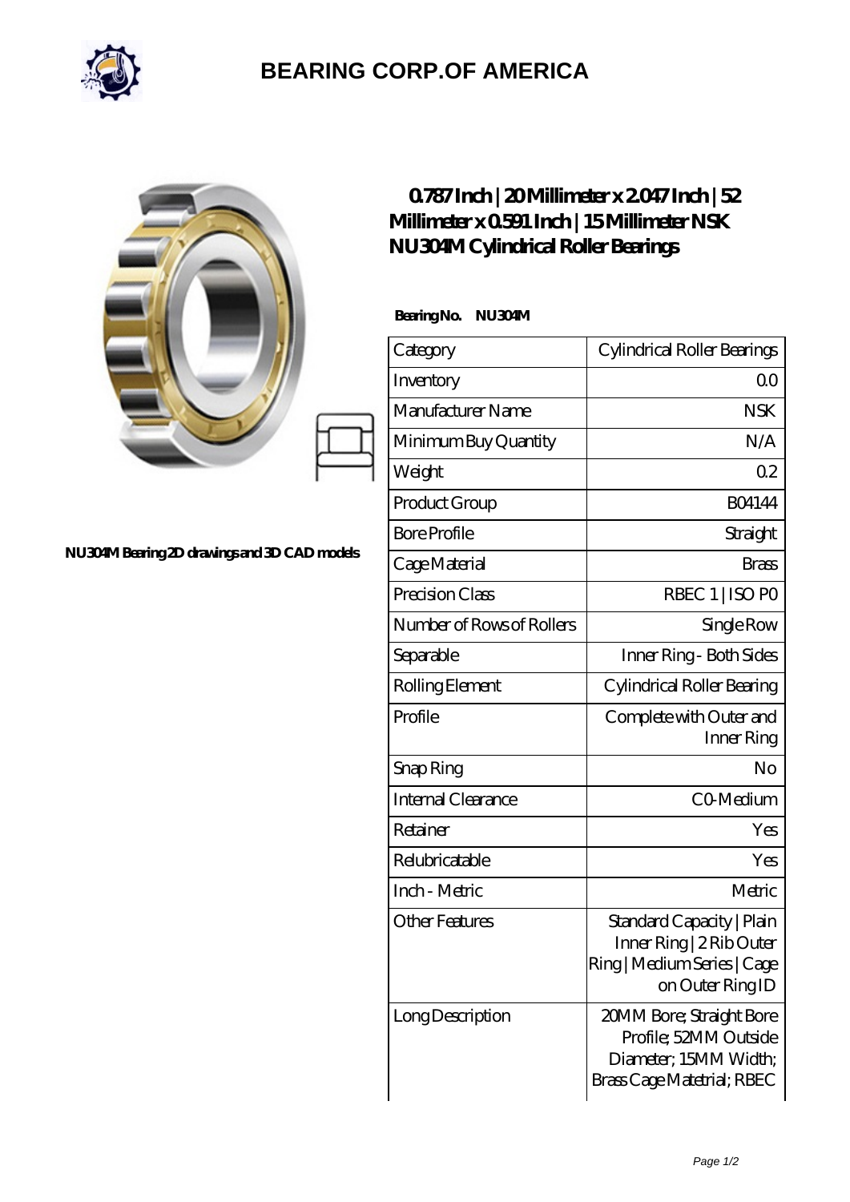# BEARING CORP.OF AMERICA

NU304M Bearing 2D drawings and 3D CAD models

## 0.787 Inch | 20 Millimeter x 2.047 Inch | 52 Millimeter x 0.591 Inch | 15 Millimeter NSK NU304M Cylindrical Roller Bearings

**Bearing No. NU304M**

| Category | Cylindrical Roller Bearings |
|---|---|
| Inventory | 0.0 |
| Manufacturer Name | NSK |
| Minimum Buy Quantity | N/A |
| Weight | 0.2 |
| Product Group | B04144 |
| Bore Profile | Straight |
| Cage Material | Brass |
| Precision Class | RBEC 1 \| ISO P0 |
| Number of Rows of Rollers | Single Row |
| Separable | Inner Ring - Both Sides |
| Rolling Element | Cylindrical Roller Bearing |
| Profile | Complete with Outer and Inner Ring |
| Snap Ring | No |
| Internal Clearance | C0-Medium |
| Retainer | Yes |
| Relubricatable | Yes |
| Inch - Metric | Metric |
| Other Features | Standard Capacity \| Plain Inner Ring \| 2 Rib Outer Ring \| Medium Series \| Cage on Outer Ring ID |
| Long Description | 20MM Bore; Straight Bore Profile; 52MM Outside Diameter; 15MM Width; Brass Cage Matetrial; RBEC |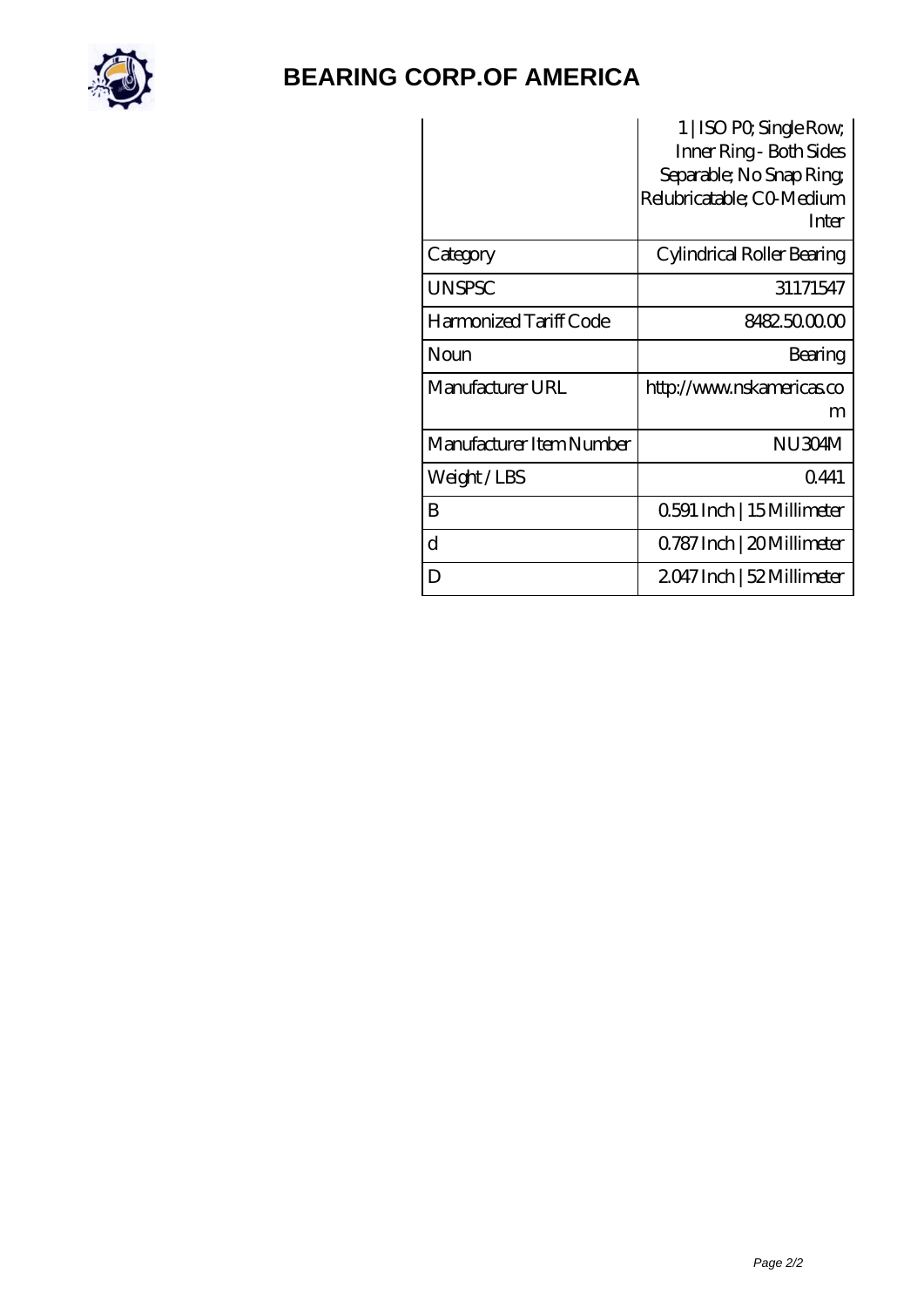| | |
|---|---|
| | 1 \| ISO P0; Single Row; Inner Ring - Both Sides Separable; No Snap Ring; Relubricatable; C0-Medium Inter |
| Category | Cylindrical Roller Bearing |
| UNSPSC | 31171547 |
| Harmonized Tariff Code | 8482.50.00.00 |
| Noun | Bearing |
| Manufacturer URL | http://www.nskamericas.com |
| Manufacturer Item Number | NU304M |
| Weight / LBS | 0.441 |
| B | 0.591 Inch \| 15 Millimeter |
| d | 0.787 Inch \| 20 Millimeter |
| D | 2.047 Inch \| 52 Millimeter |